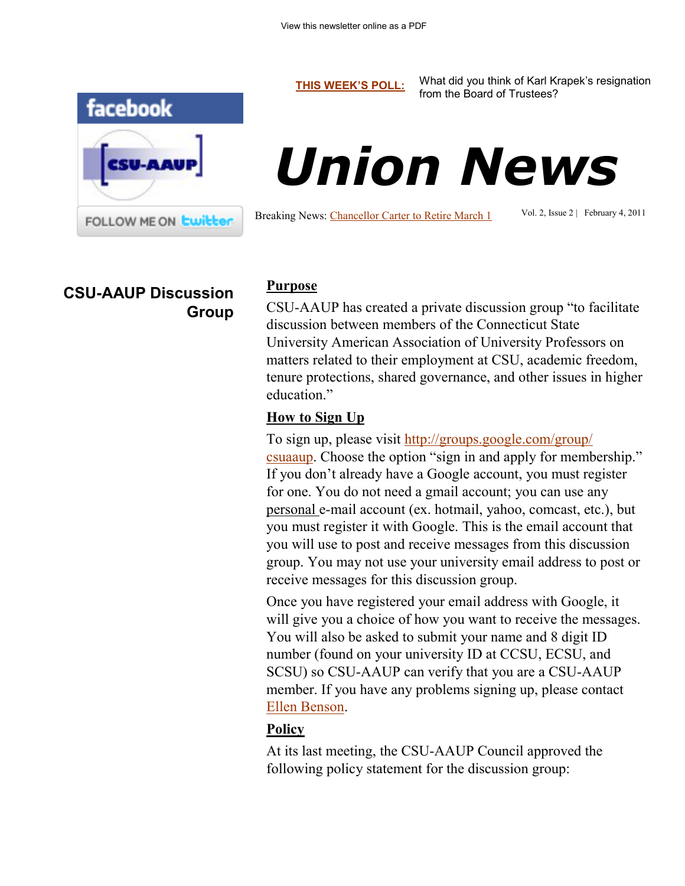View this newsletter online as a PDF

**THIS WEEK'S POLL:** What did you think of Karl Krapek's resignation from the Board of Trustees?

facebook

CSU-AAUP

FOLLOW ME ON twitter

# Union News

Breaking News: Chancellor Carter to Retire March 1

Vol. 2, Issue 2 | February 4, 2011

## CSU-AAUP Discussion Group

### Purpose

CSU-AAUP has created a private discussion group "to facilitate discussion between members of the Connecticut State University American Association of University Professors on matters related to their employment at CSU, academic freedom, tenure protections, shared governance, and other issues in higher education."

### How to Sign Up

To sign up, please visit http://groups.google.com/group/csuaaup. Choose the option "sign in and apply for membership." If you don't already have a Google account, you must register for one. You do not need a gmail account; you can use any personal e-mail account (ex. hotmail, yahoo, comcast, etc.), but you must register it with Google. This is the email account that you will use to post and receive messages from this discussion group. You may not use your university email address to post or receive messages for this discussion group.

Once you have registered your email address with Google, it will give you a choice of how you want to receive the messages. You will also be asked to submit your name and 8 digit ID number (found on your university ID at CCSU, ECSU, and SCSU) so CSU-AAUP can verify that you are a CSU-AAUP member. If you have any problems signing up, please contact Ellen Benson.

### Policy

At its last meeting, the CSU-AAUP Council approved the following policy statement for the discussion group: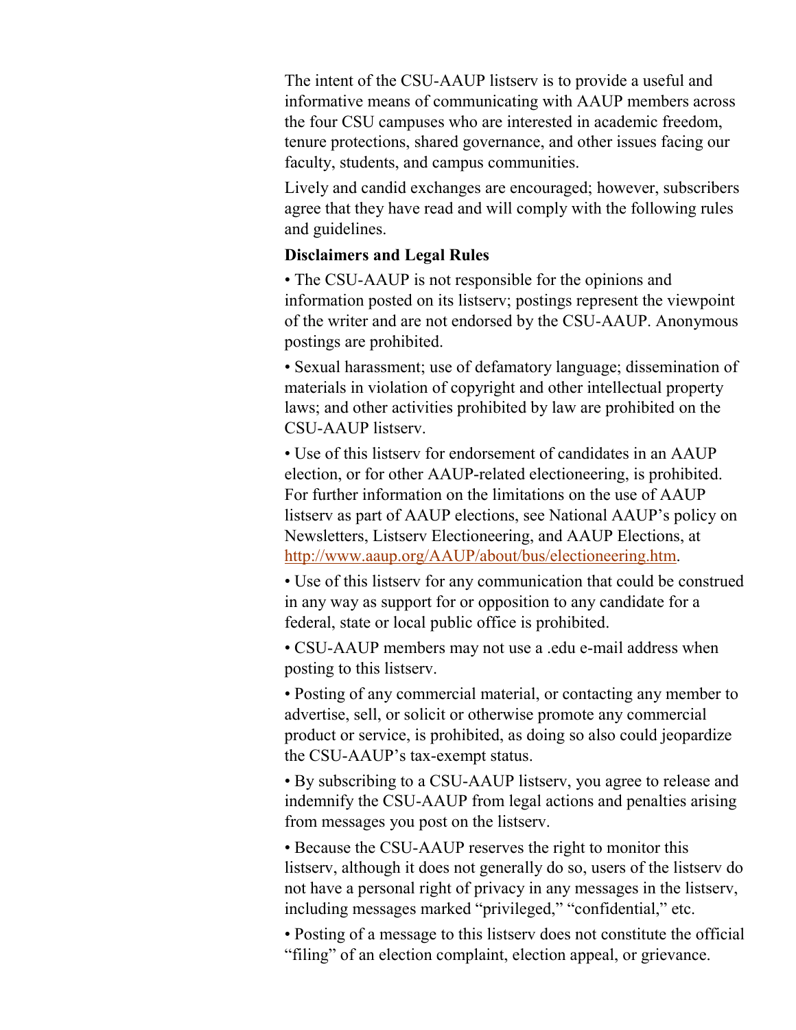The intent of the CSU-AAUP listserv is to provide a useful and informative means of communicating with AAUP members across the four CSU campuses who are interested in academic freedom, tenure protections, shared governance, and other issues facing our faculty, students, and campus communities.

Lively and candid exchanges are encouraged; however, subscribers agree that they have read and will comply with the following rules and guidelines.

**Disclaimers and Legal Rules**

• The CSU-AAUP is not responsible for the opinions and information posted on its listserv; postings represent the viewpoint of the writer and are not endorsed by the CSU-AAUP. Anonymous postings are prohibited.

• Sexual harassment; use of defamatory language; dissemination of materials in violation of copyright and other intellectual property laws; and other activities prohibited by law are prohibited on the CSU-AAUP listserv.

• Use of this listserv for endorsement of candidates in an AAUP election, or for other AAUP-related electioneering, is prohibited. For further information on the limitations on the use of AAUP listserv as part of AAUP elections, see National AAUP's policy on Newsletters, Listserv Electioneering, and AAUP Elections, at [http://www.aaup.org/AAUP/about/bus/electioneering.htm](http://www.aaup.org/AAUP/about/bus/electioneering.htm).

• Use of this listserv for any communication that could be construed in any way as support for or opposition to any candidate for a federal, state or local public office is prohibited.

• CSU-AAUP members may not use a .edu e-mail address when posting to this listserv.

• Posting of any commercial material, or contacting any member to advertise, sell, or solicit or otherwise promote any commercial product or service, is prohibited, as doing so also could jeopardize the CSU-AAUP's tax-exempt status.

• By subscribing to a CSU-AAUP listserv, you agree to release and indemnify the CSU-AAUP from legal actions and penalties arising from messages you post on the listserv.

• Because the CSU-AAUP reserves the right to monitor this listserv, although it does not generally do so, users of the listserv do not have a personal right of privacy in any messages in the listserv, including messages marked "privileged," "confidential," etc.

• Posting of a message to this listserv does not constitute the official "filing" of an election complaint, election appeal, or grievance.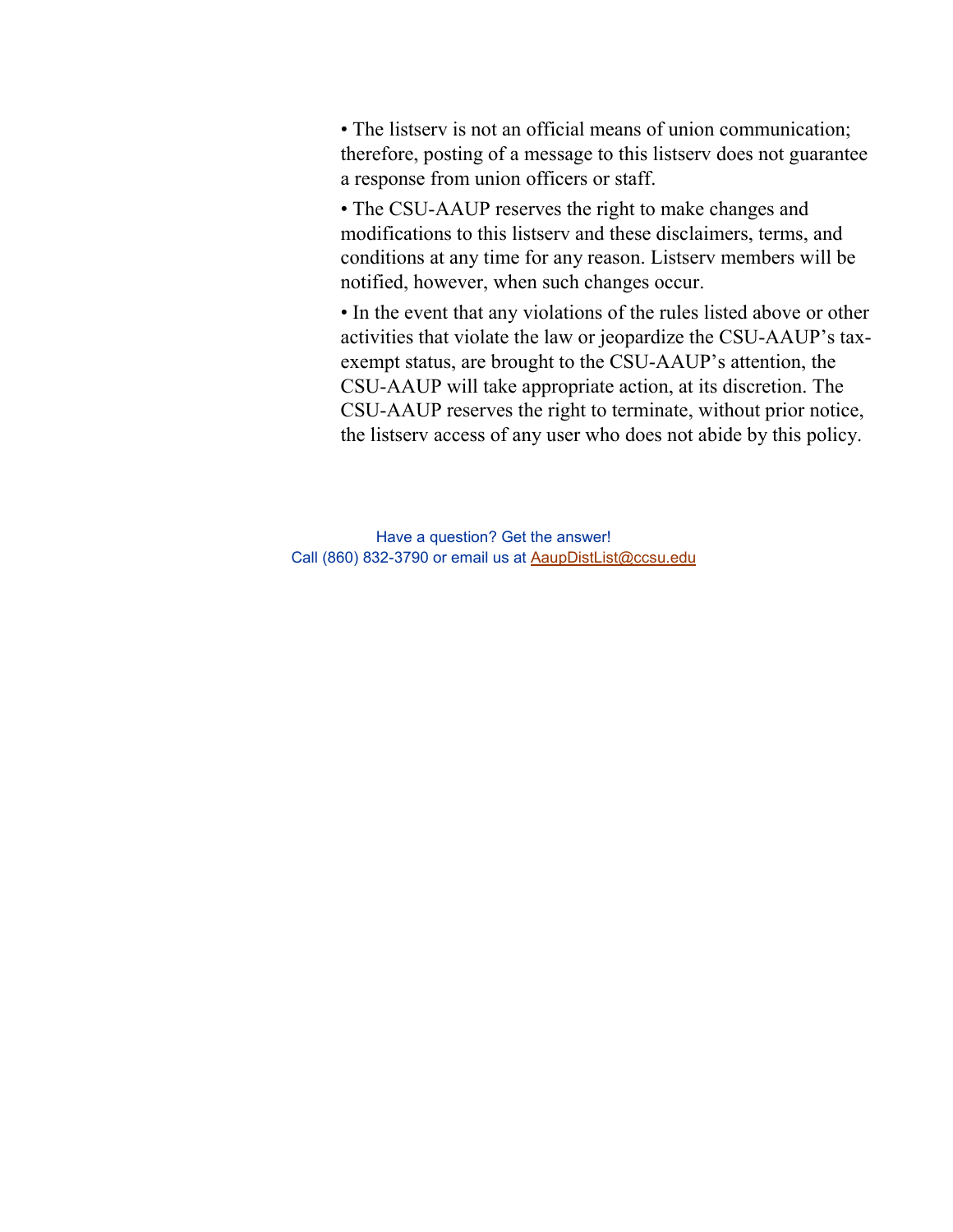- The listserv is not an official means of union communication; therefore, posting of a message to this listserv does not guarantee a response from union officers or staff.
- The CSU-AAUP reserves the right to make changes and modifications to this listserv and these disclaimers, terms, and conditions at any time for any reason. Listserv members will be notified, however, when such changes occur.
- In the event that any violations of the rules listed above or other activities that violate the law or jeopardize the CSU-AAUP's tax-exempt status, are brought to the CSU-AAUP's attention, the CSU-AAUP will take appropriate action, at its discretion. The CSU-AAUP reserves the right to terminate, without prior notice, the listserv access of any user who does not abide by this policy.

Have a question? Get the answer!
Call (860) 832-3790 or email us at AaupDistList@ccsu.edu